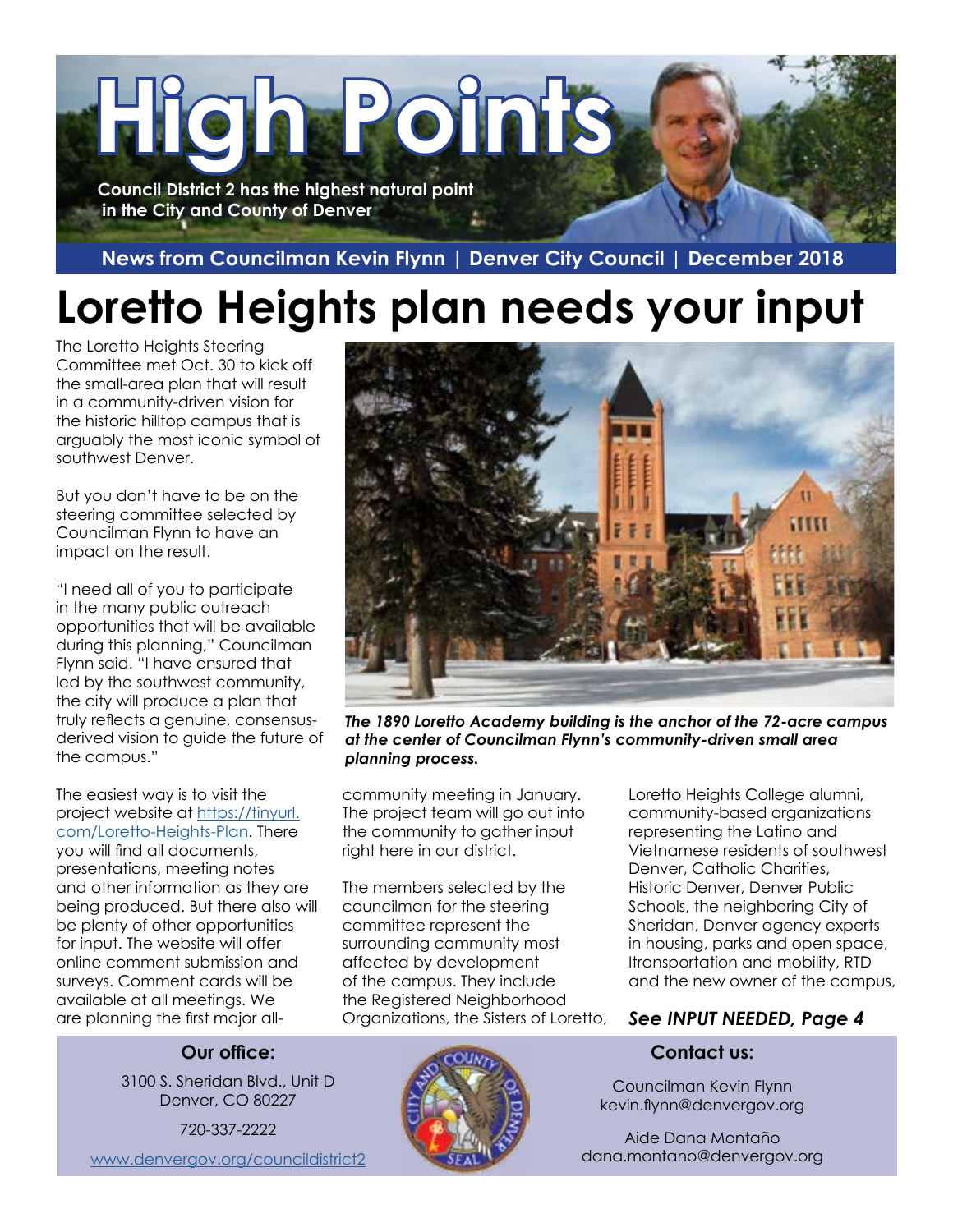# High Points

**Council District 2 has the highest natural point in the City and County of Denver**

**News from Councilman Kevin Flynn | Denver City Council | December 2018**

# Loretto Heights plan needs your input

The Loretto Heights Steering Committee met Oct. 30 to kick off the small-area plan that will result in a community-driven vision for the historic hilltop campus that is arguably the most iconic symbol of southwest Denver.

But you don't have to be on the steering committee selected by Councilman Flynn to have an impact on the result.

"I need all of you to participate in the many public outreach opportunities that will be available during this planning," Councilman Flynn said. "I have ensured that led by the southwest community, the city will produce a plan that truly reflects a genuine, consensus-derived vision to guide the future of the campus."

The easiest way is to visit the project website at https://tinyurl.com/Loretto-Heights-Plan. There you will find all documents, presentations, meeting notes and other information as they are being produced. But there also will be plenty of other opportunities for input. The website will offer online comment submission and surveys. Comment cards will be available at all meetings. We are planning the first major all-community meeting in January. The project team will go out into the community to gather input right here in our district.

The members selected by the councilman for the steering committee represent the surrounding community most affected by development of the campus. They include the Registered Neighborhood Organizations, the Sisters of Loretto, Loretto Heights College alumni, community-based organizations representing the Latino and Vietnamese residents of southwest Denver, Catholic Charities, Historic Denver, Denver Public Schools, the neighboring City of Sheridan, Denver agency experts in housing, parks and open space, ltransportation and mobility, RTD and the new owner of the campus,

***See INPUT NEEDED, Page 4***

***The 1890 Loretto Academy building is the anchor of the 72-acre campus at the center of Councilman Flynn's community-driven small area planning process.***

**Our office:**

3100 S. Sheridan Blvd., Unit D
Denver, CO 80227

720-337-2222

www.denvergov.org/councildistrict2

**Contact us:**

Councilman Kevin Flynn
kevin.flynn@denvergov.org

Aide Dana Montaño
dana.montano@denvergov.org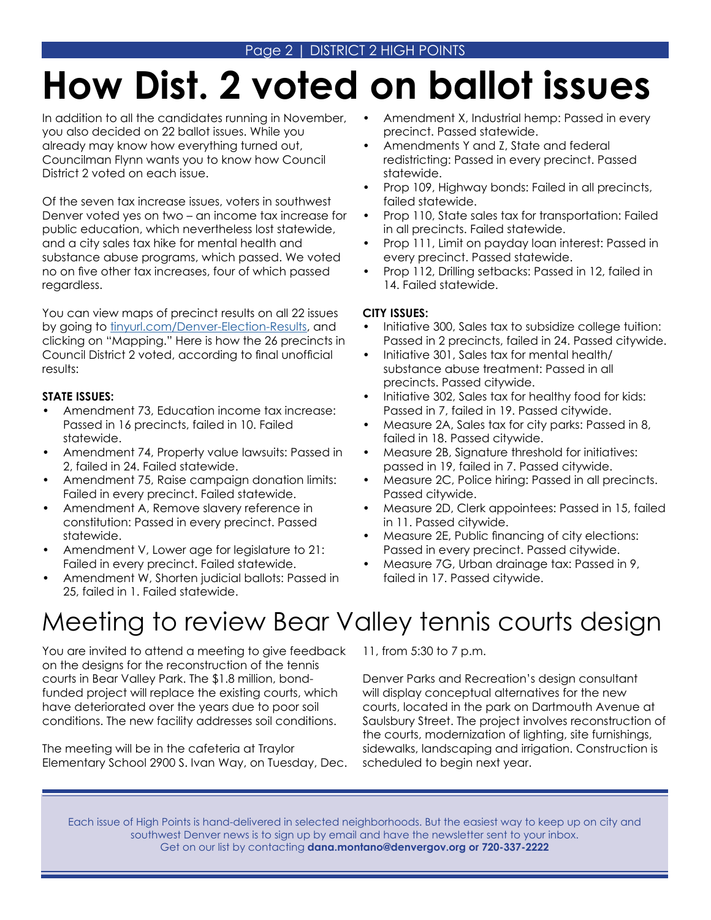# How Dist. 2 voted on ballot issues

In addition to all the candidates running in November, you also decided on 22 ballot issues. While you already may know how everything turned out, Councilman Flynn wants you to know how Council District 2 voted on each issue.

Of the seven tax increase issues, voters in southwest Denver voted yes on two – an income tax increase for public education, which nevertheless lost statewide, and a city sales tax hike for mental health and substance abuse programs, which passed. We voted no on five other tax increases, four of which passed regardless.

You can view maps of precinct results on all 22 issues by going to tinyurl.com/Denver-Election-Results, and clicking on "Mapping." Here is how the 26 precincts in Council District 2 voted, according to final unofficial results:

**STATE ISSUES:**

- Amendment 73, Education income tax increase: Passed in 16 precincts, failed in 10. Failed statewide.
- Amendment 74, Property value lawsuits: Passed in 2, failed in 24. Failed statewide.
- Amendment 75, Raise campaign donation limits: Failed in every precinct. Failed statewide.
- Amendment A, Remove slavery reference in constitution: Passed in every precinct. Passed statewide.
- Amendment V, Lower age for legislature to 21: Failed in every precinct. Failed statewide.
- Amendment W, Shorten judicial ballots: Passed in 25, failed in 1. Failed statewide.
- Amendment X, Industrial hemp: Passed in every precinct. Passed statewide.
- Amendments Y and Z, State and federal redistricting: Passed in every precinct. Passed statewide.
- Prop 109, Highway bonds: Failed in all precincts, failed statewide.
- Prop 110, State sales tax for transportation: Failed in all precincts. Failed statewide.
- Prop 111, Limit on payday loan interest: Passed in every precinct. Passed statewide.
- Prop 112, Drilling setbacks: Passed in 12, failed in 14. Failed statewide.

**CITY ISSUES:**

- Initiative 300, Sales tax to subsidize college tuition: Passed in 2 precincts, failed in 24. Passed citywide.
- Initiative 301, Sales tax for mental health/ substance abuse treatment: Passed in all precincts. Passed citywide.
- Initiative 302, Sales tax for healthy food for kids: Passed in 7, failed in 19. Passed citywide.
- Measure 2A, Sales tax for city parks: Passed in 8, failed in 18. Passed citywide.
- Measure 2B, Signature threshold for initiatives: passed in 19, failed in 7. Passed citywide.
- Measure 2C, Police hiring: Passed in all precincts. Passed citywide.
- Measure 2D, Clerk appointees: Passed in 15, failed in 11. Passed citywide.
- Measure 2E, Public financing of city elections: Passed in every precinct. Passed citywide.
- Measure 7G, Urban drainage tax: Passed in 9, failed in 17. Passed citywide.

# Meeting to review Bear Valley tennis courts design

You are invited to attend a meeting to give feedback on the designs for the reconstruction of the tennis courts in Bear Valley Park. The $1.8 million, bond-funded project will replace the existing courts, which have deteriorated over the years due to poor soil conditions. The new facility addresses soil conditions.

The meeting will be in the cafeteria at Traylor Elementary School 2900 S. Ivan Way, on Tuesday, Dec. 11, from 5:30 to 7 p.m.

Denver Parks and Recreation's design consultant will display conceptual alternatives for the new courts, located in the park on Dartmouth Avenue at Saulsbury Street. The project involves reconstruction of the courts, modernization of lighting, site furnishings, sidewalks, landscaping and irrigation. Construction is scheduled to begin next year.

Each issue of High Points is hand-delivered in selected neighborhoods. But the easiest way to keep up on city and southwest Denver news is to sign up by email and have the newsletter sent to your inbox. Get on our list by contacting **dana.montano@denvergov.org or 720-337-2222**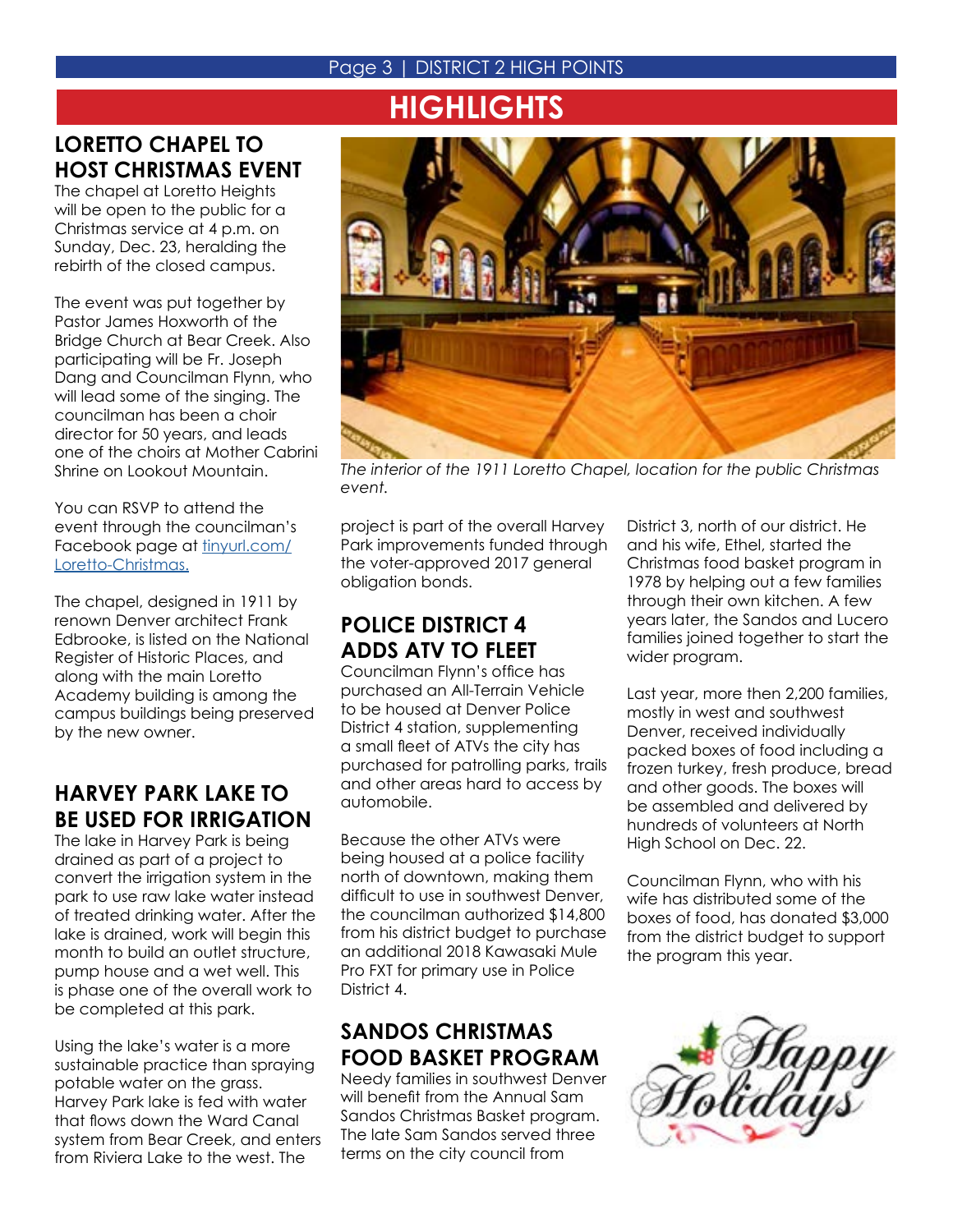# HIGHLIGHTS

## LORETTO CHAPEL TO HOST CHRISTMAS EVENT

The chapel at Loretto Heights will be open to the public for a Christmas service at 4 p.m. on Sunday, Dec. 23, heralding the rebirth of the closed campus.

The event was put together by Pastor James Hoxworth of the Bridge Church at Bear Creek. Also participating will be Fr. Joseph Dang and Councilman Flynn, who will lead some of the singing. The councilman has been a choir director for 50 years, and leads one of the choirs at Mother Cabrini Shrine on Lookout Mountain.

You can RSVP to attend the event through the councilman's Facebook page at [tinyurl.com/Loretto-Christmas.](tinyurl.com/Loretto-Christmas)

The chapel, designed in 1911 by renown Denver architect Frank Edbrooke, is listed on the National Register of Historic Places, and along with the main Loretto Academy building is among the campus buildings being preserved by the new owner.

*The interior of the 1911 Loretto Chapel, location for the public Christmas event.*

## HARVEY PARK LAKE TO BE USED FOR IRRIGATION

The lake in Harvey Park is being drained as part of a project to convert the irrigation system in the park to use raw lake water instead of treated drinking water. After the lake is drained, work will begin this month to build an outlet structure, pump house and a wet well. This is phase one of the overall work to be completed at this park.

Using the lake's water is a more sustainable practice than spraying potable water on the grass. Harvey Park lake is fed with water that flows down the Ward Canal system from Bear Creek, and enters from Riviera Lake to the west. The project is part of the overall Harvey Park improvements funded through the voter-approved 2017 general obligation bonds.

## POLICE DISTRICT 4 ADDS ATV TO FLEET

Councilman Flynn's office has purchased an All-Terrain Vehicle to be housed at Denver Police District 4 station, supplementing a small fleet of ATVs the city has purchased for patrolling parks, trails and other areas hard to access by automobile.

Because the other ATVs were being housed at a police facility north of downtown, making them difficult to use in southwest Denver, the councilman authorized $14,800 from his district budget to purchase an additional 2018 Kawasaki Mule Pro FXT for primary use in Police District 4.

## SANDOS CHRISTMAS FOOD BASKET PROGRAM

Needy families in southwest Denver will benefit from the Annual Sam Sandos Christmas Basket program. The late Sam Sandos served three terms on the city council from District 3, north of our district. He and his wife, Ethel, started the Christmas food basket program in 1978 by helping out a few families through their own kitchen. A few years later, the Sandos and Lucero families joined together to start the wider program.

Last year, more then 2,200 families, mostly in west and southwest Denver, received individually packed boxes of food including a frozen turkey, fresh produce, bread and other goods. The boxes will be assembled and delivered by hundreds of volunteers at North High School on Dec. 22.

Councilman Flynn, who with his wife has distributed some of the boxes of food, has donated $3,000 from the district budget to support the program this year.

Happy Holidays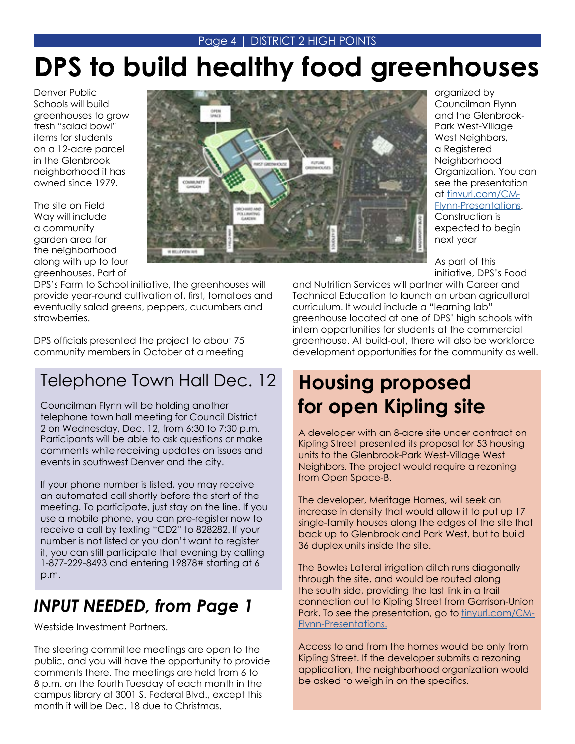# DPS to build healthy food greenhouses

Denver Public Schools will build greenhouses to grow fresh "salad bowl" items for students on a 12-acre parcel in the Glenbrook neighborhood it has owned since 1979.

The site on Field Way will include a community garden area for the neighborhood along with up to four greenhouses. Part of DPS's Farm to School initiative, the greenhouses will provide year-round cultivation of, first, tomatoes and eventually salad greens, peppers, cucumbers and strawberries.

DPS officials presented the project to about 75 community members in October at a meeting organized by Councilman Flynn and the Glenbrook-Park West-Village West Neighbors, a Registered Neighborhood Organization. You can see the presentation at tinyurl.com/CM-Flynn-Presentations. Construction is expected to begin next year

As part of this initiative, DPS's Food and Nutrition Services will partner with Career and Technical Education to launch an urban agricultural curriculum. It would include a "learning lab" greenhouse located at one of DPS' high schools with intern opportunities for students at the commercial greenhouse. At build-out, there will also be workforce development opportunities for the community as well.

## Telephone Town Hall Dec. 12

Councilman Flynn will be holding another telephone town hall meeting for Council District 2 on Wednesday, Dec. 12, from 6:30 to 7:30 p.m. Participants will be able to ask questions or make comments while receiving updates on issues and events in southwest Denver and the city.

If your phone number is listed, you may receive an automated call shortly before the start of the meeting. To participate, just stay on the line. If you use a mobile phone, you can pre-register now to receive a call by texting "CD2" to 828282. If your number is not listed or you don't want to register it, you can still participate that evening by calling 1-877-229-8493 and entering 19878# starting at 6 p.m.

## *INPUT NEEDED, from Page 1*

Westside Investment Partners.

The steering committee meetings are open to the public, and you will have the opportunity to provide comments there. The meetings are held from 6 to 8 p.m. on the fourth Tuesday of each month in the campus library at 3001 S. Federal Blvd., except this month it will be Dec. 18 due to Christmas.

## Housing proposed for open Kipling site

A developer with an 8-acre site under contract on Kipling Street presented its proposal for 53 housing units to the Glenbrook-Park West-Village West Neighbors. The project would require a rezoning from Open Space-B.

The developer, Meritage Homes, will seek an increase in density that would allow it to put up 17 single-family houses along the edges of the site that back up to Glenbrook and Park West, but to build 36 duplex units inside the site.

The Bowles Lateral irrigation ditch runs diagonally through the site, and would be routed along the south side, providing the last link in a trail connection out to Kipling Street from Garrison-Union Park. To see the presentation, go to tinyurl.com/CM-Flynn-Presentations.

Access to and from the homes would be only from Kipling Street. If the developer submits a rezoning application, the neighborhood organization would be asked to weigh in on the specifics.